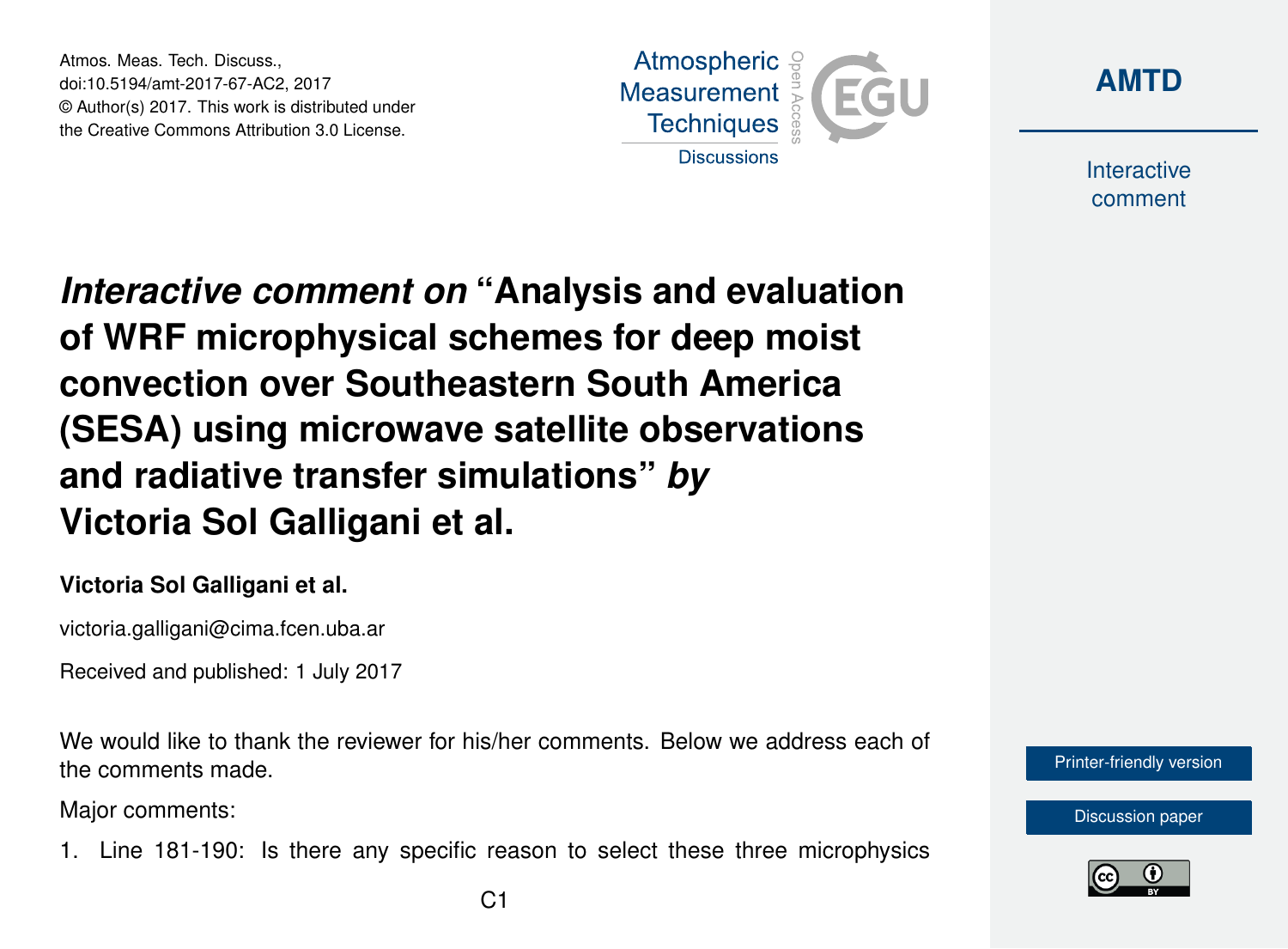Atmos. Meas. Tech. Discuss.,
doi:10.5194/amt-2017-67-AC2, 2017
© Author(s) 2017. This work is distributed under
the Creative Commons Attribution 3.0 License.

# *Interactive comment on* "Analysis and evaluation of WRF microphysical schemes for deep moist convection over Southeastern South America (SESA) using microwave satellite observations and radiative transfer simulations" *by* Victoria Sol Galligani et al.

**Victoria Sol Galligani et al.**

victoria.galligani@cima.fcen.uba.ar

Received and published: 1 July 2017

We would like to thank the reviewer for his/her comments. Below we address each of the comments made.

Major comments:

1. Line 181-190: Is there any specific reason to select these three microphysics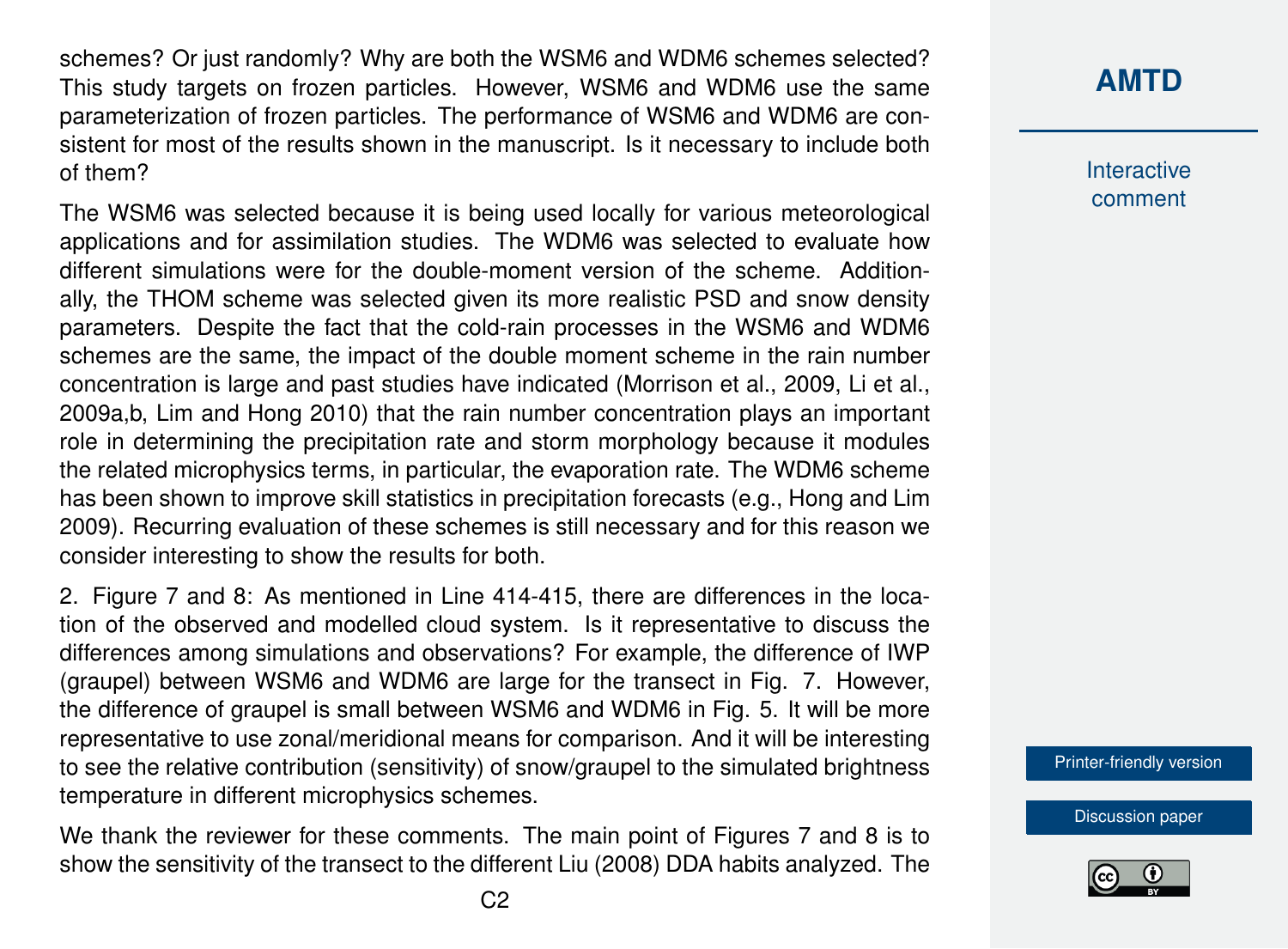schemes? Or just randomly? Why are both the WSM6 and WDM6 schemes selected? This study targets on frozen particles. However, WSM6 and WDM6 use the same parameterization of frozen particles. The performance of WSM6 and WDM6 are consistent for most of the results shown in the manuscript. Is it necessary to include both of them?

The WSM6 was selected because it is being used locally for various meteorological applications and for assimilation studies. The WDM6 was selected to evaluate how different simulations were for the double-moment version of the scheme. Additionally, the THOM scheme was selected given its more realistic PSD and snow density parameters. Despite the fact that the cold-rain processes in the WSM6 and WDM6 schemes are the same, the impact of the double moment scheme in the rain number concentration is large and past studies have indicated (Morrison et al., 2009, Li et al., 2009a,b, Lim and Hong 2010) that the rain number concentration plays an important role in determining the precipitation rate and storm morphology because it modules the related microphysics terms, in particular, the evaporation rate. The WDM6 scheme has been shown to improve skill statistics in precipitation forecasts (e.g., Hong and Lim 2009). Recurring evaluation of these schemes is still necessary and for this reason we consider interesting to show the results for both.

2. Figure 7 and 8: As mentioned in Line 414-415, there are differences in the location of the observed and modelled cloud system. Is it representative to discuss the differences among simulations and observations? For example, the difference of IWP (graupel) between WSM6 and WDM6 are large for the transect in Fig. 7. However, the difference of graupel is small between WSM6 and WDM6 in Fig. 5. It will be more representative to use zonal/meridional means for comparison. And it will be interesting to see the relative contribution (sensitivity) of snow/graupel to the simulated brightness temperature in different microphysics schemes.

We thank the reviewer for these comments. The main point of Figures 7 and 8 is to show the sensitivity of the transect to the different Liu (2008) DDA habits analyzed. The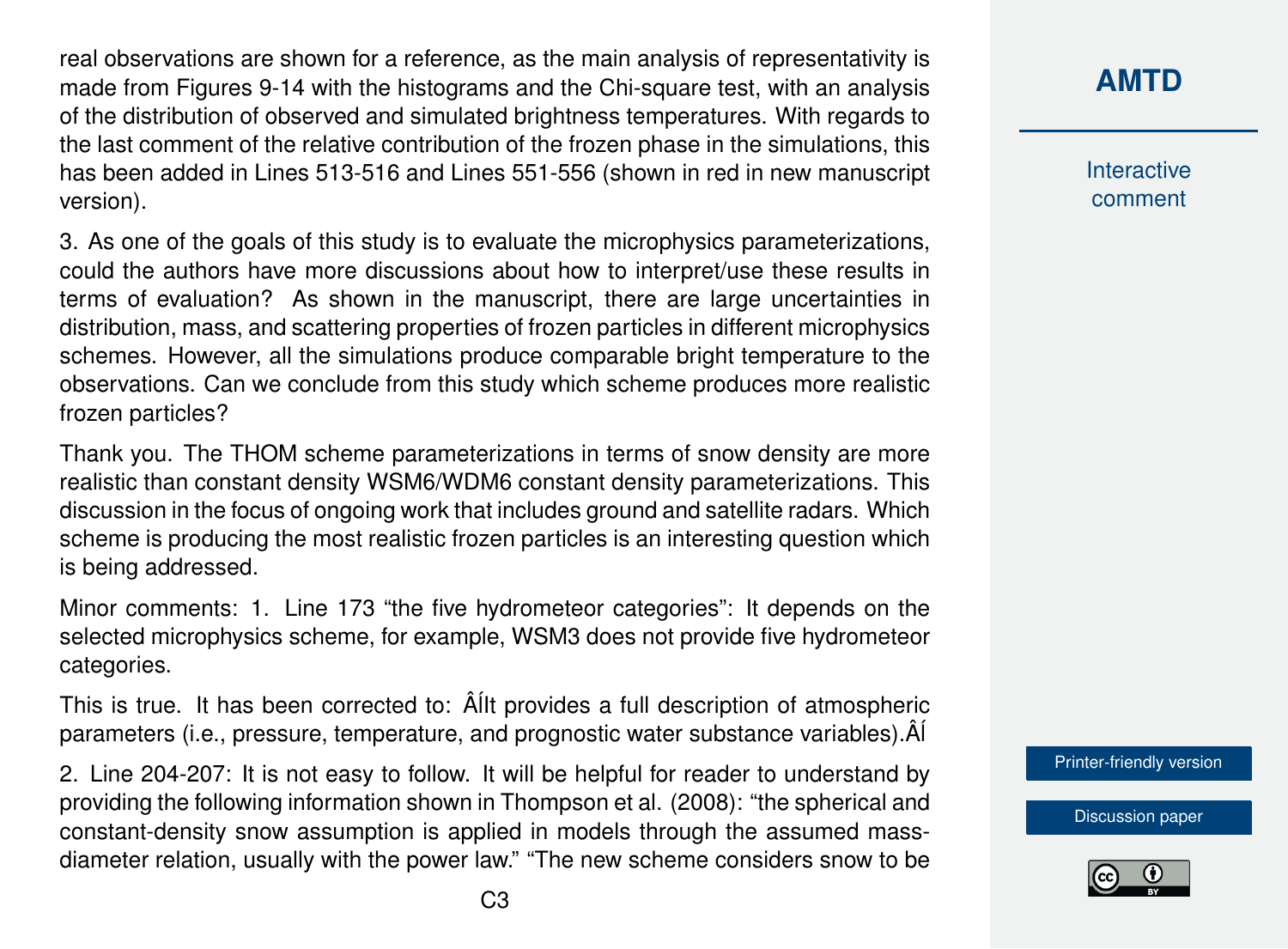real observations are shown for a reference, as the main analysis of representativity is made from Figures 9-14 with the histograms and the Chi-square test, with an analysis of the distribution of observed and simulated brightness temperatures. With regards to the last comment of the relative contribution of the frozen phase in the simulations, this has been added in Lines 513-516 and Lines 551-556 (shown in red in new manuscript version).

3. As one of the goals of this study is to evaluate the microphysics parameterizations, could the authors have more discussions about how to interpret/use these results in terms of evaluation? As shown in the manuscript, there are large uncertainties in distribution, mass, and scattering properties of frozen particles in different microphysics schemes. However, all the simulations produce comparable bright temperature to the observations. Can we conclude from this study which scheme produces more realistic frozen particles?

Thank you. The THOM scheme parameterizations in terms of snow density are more realistic than constant density WSM6/WDM6 constant density parameterizations. This discussion in the focus of ongoing work that includes ground and satellite radars. Which scheme is producing the most realistic frozen particles is an interesting question which is being addressed.

Minor comments: 1. Line 173 "the five hydrometeor categories": It depends on the selected microphysics scheme, for example, WSM3 does not provide five hydrometeor categories.

This is true. It has been corrected to: ÂÍIt provides a full description of atmospheric parameters (i.e., pressure, temperature, and prognostic water substance variables).ÂÍ

2. Line 204-207: It is not easy to follow. It will be helpful for reader to understand by providing the following information shown in Thompson et al. (2008): "the spherical and constant-density snow assumption is applied in models through the assumed mass-diameter relation, usually with the power law." "The new scheme considers snow to be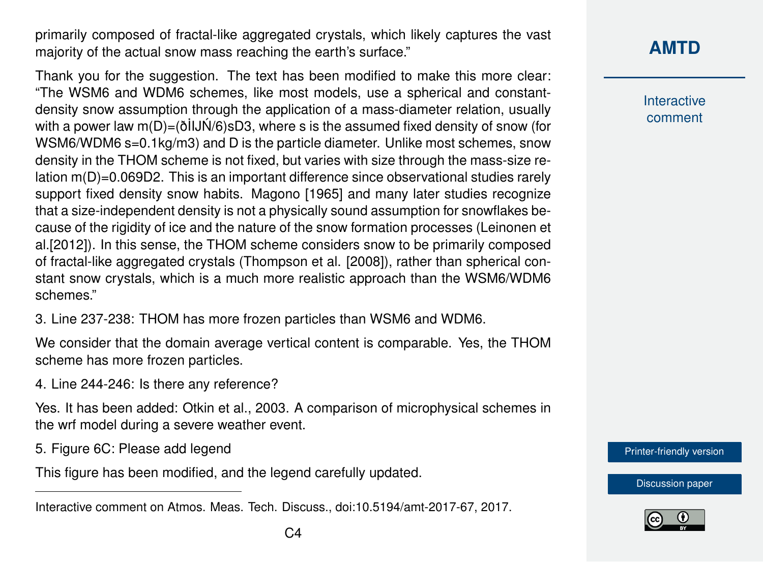primarily composed of fractal-like aggregated crystals, which likely captures the vast majority of the actual snow mass reaching the earth's surface."

Thank you for the suggestion. The text has been modified to make this more clear: "The WSM6 and WDM6 schemes, like most models, use a spherical and constant-density snow assumption through the application of a mass-diameter relation, usually with a power law m(D)=(ðİIJŃ/6)sD3, where s is the assumed fixed density of snow (for WSM6/WDM6 s=0.1kg/m3) and D is the particle diameter. Unlike most schemes, snow density in the THOM scheme is not fixed, but varies with size through the mass-size relation m(D)=0.069D2. This is an important difference since observational studies rarely support fixed density snow habits. Magono [1965] and many later studies recognize that a size-independent density is not a physically sound assumption for snowflakes because of the rigidity of ice and the nature of the snow formation processes (Leinonen et al.[2012]). In this sense, the THOM scheme considers snow to be primarily composed of fractal-like aggregated crystals (Thompson et al. [2008]), rather than spherical constant snow crystals, which is a much more realistic approach than the WSM6/WDM6 schemes."

3. Line 237-238: THOM has more frozen particles than WSM6 and WDM6.

We consider that the domain average vertical content is comparable. Yes, the THOM scheme has more frozen particles.

4. Line 244-246: Is there any reference?

Yes. It has been added: Otkin et al., 2003. A comparison of microphysical schemes in the wrf model during a severe weather event.

5. Figure 6C: Please add legend

This figure has been modified, and the legend carefully updated.

---

Interactive comment on Atmos. Meas. Tech. Discuss., doi:10.5194/amt-2017-67, 2017.